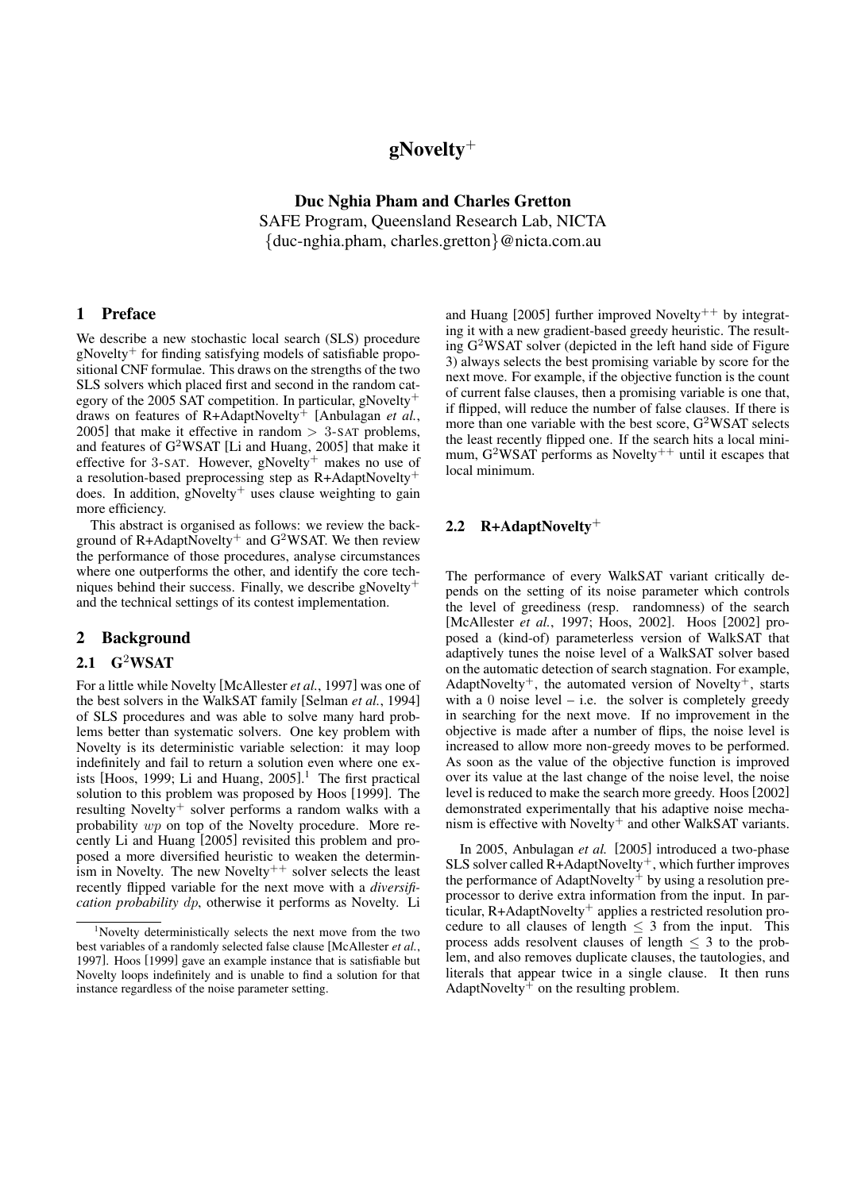# gNovelty$^+$

**Duc Nghia Pham and Charles Gretton**
SAFE Program, Queensland Research Lab, NICTA
{duc-nghia.pham, charles.gretton}@nicta.com.au

## 1 Preface

We describe a new stochastic local search (SLS) procedure gNovelty$^+$ for finding satisfying models of satisfiable propositional CNF formulae. This draws on the strengths of the two SLS solvers which placed first and second in the random category of the 2005 SAT competition. In particular, gNovelty$^+$ draws on features of R+AdaptNovelty$^+$ [Anbulagan *et al.*, 2005] that make it effective in random $> 3$-SAT problems, and features of G$^2$WSAT [Li and Huang, 2005] that make it effective for 3-SAT. However, gNovelty$^+$ makes no use of a resolution-based preprocessing step as R+AdaptNovelty$^+$ does. In addition, gNovelty$^+$ uses clause weighting to gain more efficiency.

This abstract is organised as follows: we review the background of R+AdaptNovelty$^+$ and G$^2$WSAT. We then review the performance of those procedures, analyse circumstances where one outperforms the other, and identify the core techniques behind their success. Finally, we describe gNovelty$^+$ and the technical settings of its contest implementation.

## 2 Background

### 2.1 G$^2$WSAT

For a little while Novelty [McAllester *et al.*, 1997] was one of the best solvers in the WalkSAT family [Selman *et al.*, 1994] of SLS procedures and was able to solve many hard problems better than systematic solvers. One key problem with Novelty is its deterministic variable selection: it may loop indefinitely and fail to return a solution even where one exists [Hoos, 1999; Li and Huang, 2005].[1] The first practical solution to this problem was proposed by Hoos [1999]. The resulting Novelty$^+$ solver performs a random walks with a probability $wp$ on top of the Novelty procedure. More recently Li and Huang [2005] revisited this problem and proposed a more diversified heuristic to weaken the determinism in Novelty. The new Novelty$^{++}$ solver selects the least recently flipped variable for the next move with a *diversification probability* $dp$, otherwise it performs as Novelty. Li and Huang [2005] further improved Novelty$^{++}$ by integrating it with a new gradient-based greedy heuristic. The resulting G$^2$WSAT solver (depicted in the left hand side of Figure 3) always selects the best promising variable by score for the next move. For example, if the objective function is the count of current false clauses, then a promising variable is one that, if flipped, will reduce the number of false clauses. If there is more than one variable with the best score, G$^2$WSAT selects the least recently flipped one. If the search hits a local minimum, G$^2$WSAT performs as Novelty$^{++}$ until it escapes that local minimum.

[1] Novelty deterministically selects the next move from the two best variables of a randomly selected false clause [McAllester *et al.*, 1997]. Hoos [1999] gave an example instance that is satisfiable but Novelty loops indefinitely and is unable to find a solution for that instance regardless of the noise parameter setting.

### 2.2 R+AdaptNovelty$^+$

The performance of every WalkSAT variant critically depends on the setting of its noise parameter which controls the level of greediness (resp. randomness) of the search [McAllester *et al.*, 1997; Hoos, 2002]. Hoos [2002] proposed a (kind-of) parameterless version of WalkSAT that adaptively tunes the noise level of a WalkSAT solver based on the automatic detection of search stagnation. For example, AdaptNovelty$^+$, the automated version of Novelty$^+$, starts with a 0 noise level – i.e. the solver is completely greedy in searching for the next move. If no improvement in the objective is made after a number of flips, the noise level is increased to allow more non-greedy moves to be performed. As soon as the value of the objective function is improved over its value at the last change of the noise level, the noise level is reduced to make the search more greedy. Hoos [2002] demonstrated experimentally that his adaptive noise mechanism is effective with Novelty$^+$ and other WalkSAT variants.

In 2005, Anbulagan *et al.* [2005] introduced a two-phase SLS solver called R+AdaptNovelty$^+$, which further improves the performance of AdaptNovelty$^+$ by using a resolution preprocessor to derive extra information from the input. In particular, R+AdaptNovelty$^+$ applies a restricted resolution procedure to all clauses of length $\leq 3$ from the input. This process adds resolvent clauses of length $\leq 3$ to the problem, and also removes duplicate clauses, the tautologies, and literals that appear twice in a single clause. It then runs AdaptNovelty$^+$ on the resulting problem.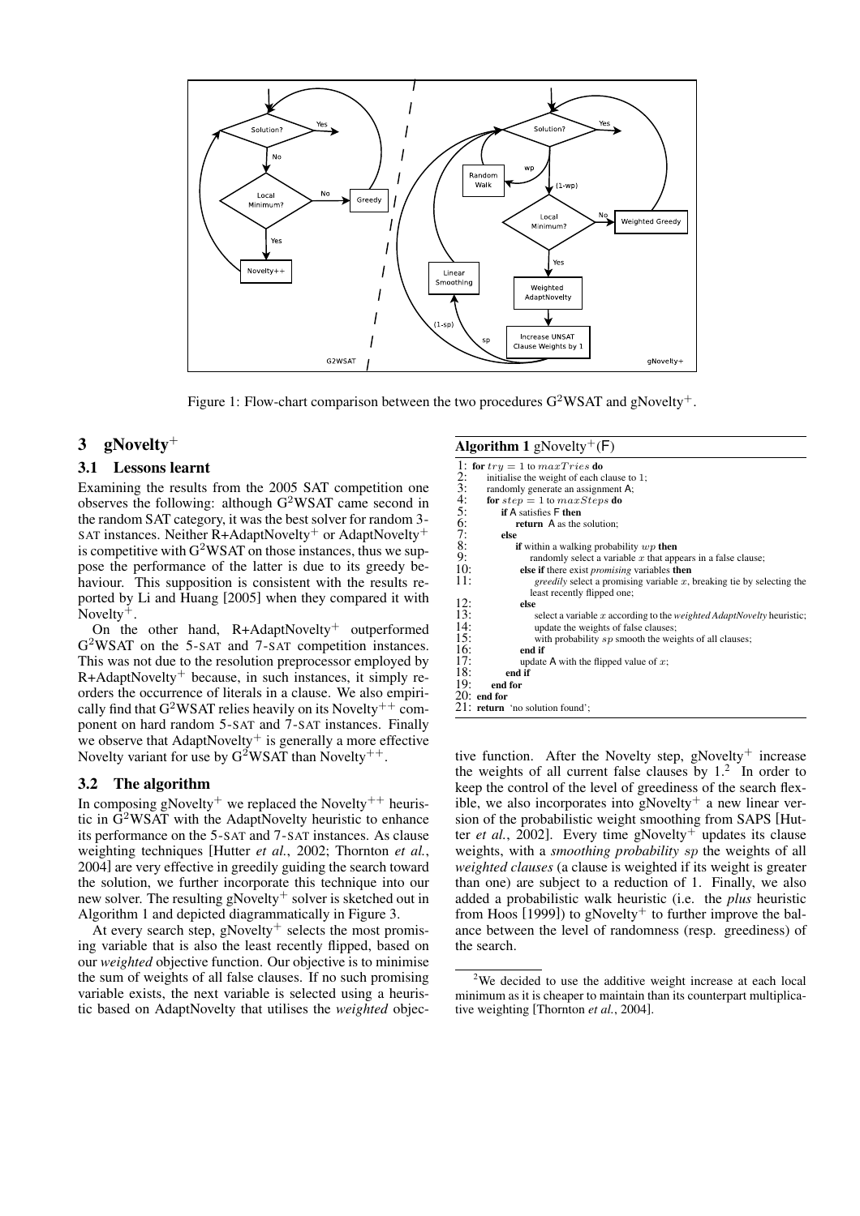Figure 1: Flow-chart comparison between the two procedures $G^2$WSAT and gNovelty$^+$.

## 3 gNovelty$^+$

### 3.1 Lessons learnt

Examining the results from the 2005 SAT competition one observes the following: although $G^2$WSAT came second in the random SAT category, it was the best solver for random 3-SAT instances. Neither R+AdaptNovelty$^+$ or AdaptNovelty$^+$ is competitive with $G^2$WSAT on those instances, thus we suppose the performance of the latter is due to its greedy behaviour. This supposition is consistent with the results reported by Li and Huang [2005] when they compared it with Novelty$^+$.

On the other hand, R+AdaptNovelty$^+$ outperformed $G^2$WSAT on the 5-SAT and 7-SAT competition instances. This was not due to the resolution preprocessor employed by R+AdaptNovelty$^+$ because, in such instances, it simply reorders the occurrence of literals in a clause. We also empirically find that $G^2$WSAT relies heavily on its Novelty$^{++}$ component on hard random 5-SAT and 7-SAT instances. Finally we observe that AdaptNovelty$^+$ is generally a more effective Novelty variant for use by $G^2$WSAT than Novelty$^{++}$.

### 3.2 The algorithm

In composing gNovelty$^+$ we replaced the Novelty$^{++}$ heuristic in $G^2$WSAT with the AdaptNovelty heuristic to enhance its performance on the 5-SAT and 7-SAT instances. As clause weighting techniques [Hutter *et al.*, 2002; Thornton *et al.*, 2004] are very effective in greedily guiding the search toward the solution, we further incorporate this technique into our new solver. The resulting gNovelty$^+$ solver is sketched out in Algorithm 1 and depicted diagrammatically in Figure 3.

At every search step, gNovelty$^+$ selects the most promising variable that is also the least recently flipped, based on our *weighted* objective function. Our objective is to minimise the sum of weights of all false clauses. If no such promising variable exists, the next variable is selected using a heuristic based on AdaptNovelty that utilises the *weighted* objective function. After the Novelty step, gNovelty$^+$ increase the weights of all current false clauses by 1.[2] In order to keep the control of the level of greediness of the search flexible, we also incorporates into gNovelty$^+$ a new linear version of the probabilistic weight smoothing from SAPS [Hutter *et al.*, 2002]. Every time gNovelty$^+$ updates its clause weights, with a *smoothing probability* $sp$ the weights of all *weighted clauses* (a clause is weighted if its weight is greater than one) are subject to a reduction of 1. Finally, we also added a probabilistic walk heuristic (i.e. the *plus* heuristic from Hoos [1999]) to gNovelty$^+$ to further improve the balance between the level of randomness (resp. greediness) of the search.

**Algorithm 1** gNovelty$^+$(F)

```
1:  for try = 1 to maxTries do
2:     initialise the weight of each clause to 1;
3:     randomly generate an assignment A;
4:     for step = 1 to maxSteps do
5:        if A satisfies F then
6:           return A as the solution;
7:        else
8:           if within a walking probability wp then
9:              randomly select a variable x that appears in a false clause;
10:          else if there exist promising variables then
11:             greedily select a promising variable x, breaking tie by selecting the
                least recently flipped one;
12:          else
13:             select a variable x according to the weighted AdaptNovelty heuristic;
14:             update the weights of false clauses;
15:             with probability sp smooth the weights of all clauses;
16:          end if
17:          update A with the flipped value of x;
18:       end if
19:    end for
20: end for
21: return 'no solution found';
```

[2] We decided to use the additive weight increase at each local minimum as it is cheaper to maintain than its counterpart multiplicative weighting [Thornton *et al.*, 2004].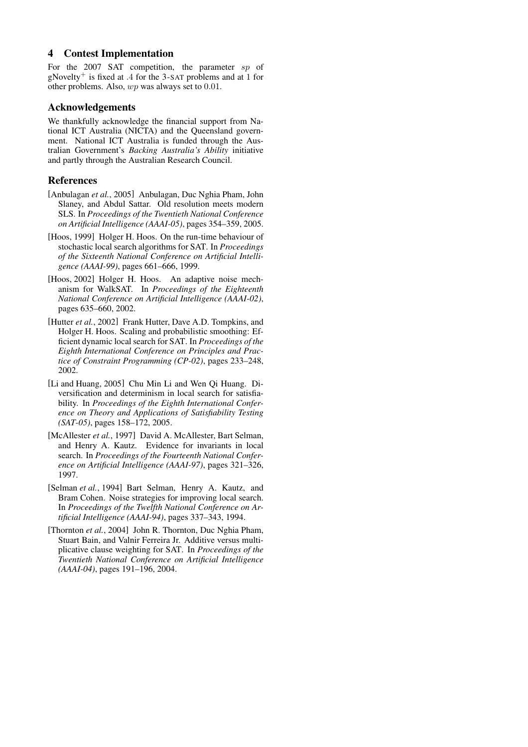## 4 Contest Implementation

For the 2007 SAT competition, the parameter $sp$ of gNovelty$^+$ is fixed at $.4$ for the 3-SAT problems and at $1$ for other problems. Also, $wp$ was always set to $0.01$.

## Acknowledgements

We thankfully acknowledge the financial support from National ICT Australia (NICTA) and the Queensland government. National ICT Australia is funded through the Australian Government's *Backing Australia's Ability* initiative and partly through the Australian Research Council.

## References

[Anbulagan *et al.*, 2005] Anbulagan, Duc Nghia Pham, John Slaney, and Abdul Sattar. Old resolution meets modern SLS. In *Proceedings of the Twentieth National Conference on Artificial Intelligence (AAAI-05)*, pages 354–359, 2005.

[Hoos, 1999] Holger H. Hoos. On the run-time behaviour of stochastic local search algorithms for SAT. In *Proceedings of the Sixteenth National Conference on Artificial Intelligence (AAAI-99)*, pages 661–666, 1999.

[Hoos, 2002] Holger H. Hoos. An adaptive noise mechanism for WalkSAT. In *Proceedings of the Eighteenth National Conference on Artificial Intelligence (AAAI-02)*, pages 635–660, 2002.

[Hutter *et al.*, 2002] Frank Hutter, Dave A.D. Tompkins, and Holger H. Hoos. Scaling and probabilistic smoothing: Efficient dynamic local search for SAT. In *Proceedings of the Eighth International Conference on Principles and Practice of Constraint Programming (CP-02)*, pages 233–248, 2002.

[Li and Huang, 2005] Chu Min Li and Wen Qi Huang. Diversification and determinism in local search for satisfiability. In *Proceedings of the Eighth International Conference on Theory and Applications of Satisfiability Testing (SAT-05)*, pages 158–172, 2005.

[McAllester *et al.*, 1997] David A. McAllester, Bart Selman, and Henry A. Kautz. Evidence for invariants in local search. In *Proceedings of the Fourteenth National Conference on Artificial Intelligence (AAAI-97)*, pages 321–326, 1997.

[Selman *et al.*, 1994] Bart Selman, Henry A. Kautz, and Bram Cohen. Noise strategies for improving local search. In *Proceedings of the Twelfth National Conference on Artificial Intelligence (AAAI-94)*, pages 337–343, 1994.

[Thornton *et al.*, 2004] John R. Thornton, Duc Nghia Pham, Stuart Bain, and Valnir Ferreira Jr. Additive versus multiplicative clause weighting for SAT. In *Proceedings of the Twentieth National Conference on Artificial Intelligence (AAAI-04)*, pages 191–196, 2004.